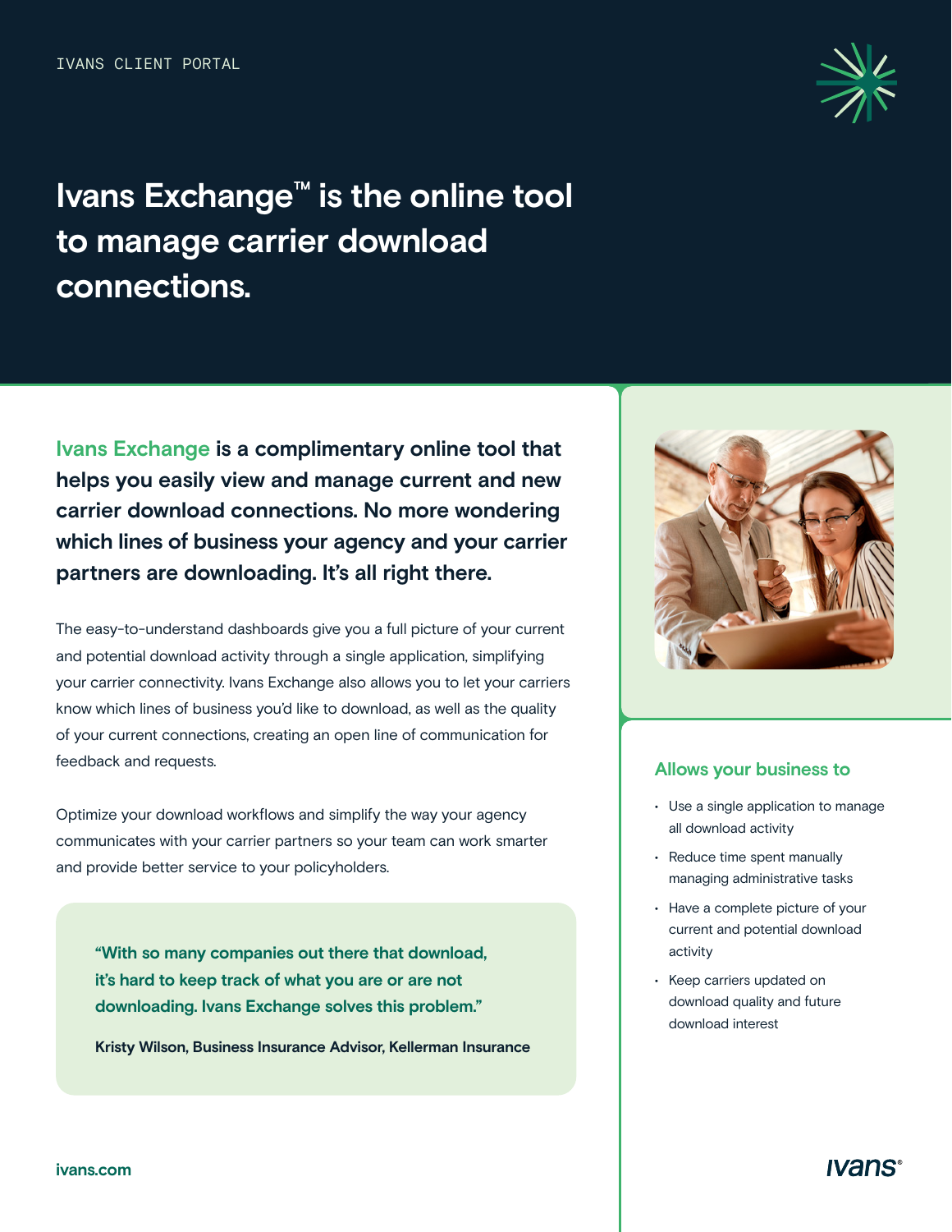IVANS CLIENT PORTAL

# Ivans Exchange™ is the online tool to manage carrier download connections.

**Ivans Exchange is a complimentary online tool that helps you easily view and manage current and new carrier download connections. No more wondering which lines of business your agency and your carrier partners are downloading. It's all right there.**

The easy-to-understand dashboards give you a full picture of your current and potential download activity through a single application, simplifying your carrier connectivity. Ivans Exchange also allows you to let your carriers know which lines of business you'd like to download, as well as the quality of your current connections, creating an open line of communication for feedback and requests.

Optimize your download workflows and simplify the way your agency communicates with your carrier partners so your team can work smarter and provide better service to your policyholders.

> **"With so many companies out there that download, it's hard to keep track of what you are or are not downloading. Ivans Exchange solves this problem."**
>
> **Kristy Wilson, Business Insurance Advisor, Kellerman Insurance**

## Allows your business to

- Use a single application to manage all download activity
- Reduce time spent manually managing administrative tasks
- Have a complete picture of your current and potential download activity
- Keep carriers updated on download quality and future download interest

ivans.com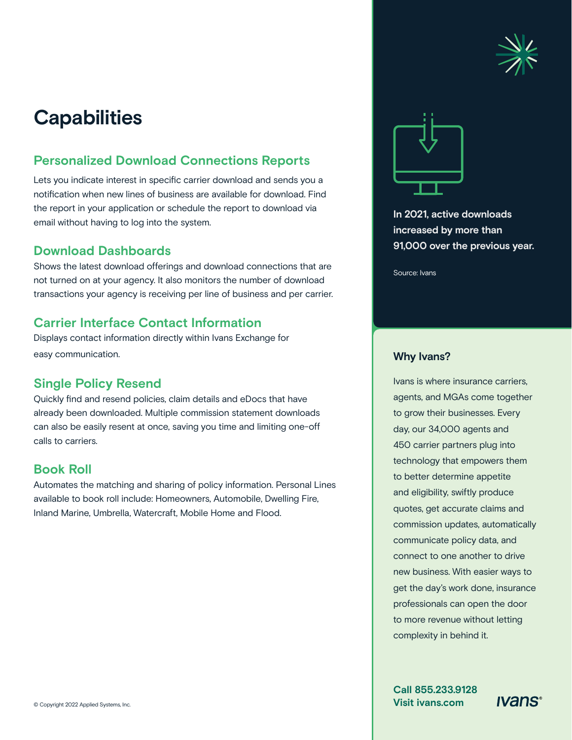# Capabilities

## Personalized Download Connections Reports

Lets you indicate interest in specific carrier download and sends you a notification when new lines of business are available for download. Find the report in your application or schedule the report to download via email without having to log into the system.

## Download Dashboards

Shows the latest download offerings and download connections that are not turned on at your agency. It also monitors the number of download transactions your agency is receiving per line of business and per carrier.

## Carrier Interface Contact Information

Displays contact information directly within Ivans Exchange for easy communication.

## Single Policy Resend

Quickly find and resend policies, claim details and eDocs that have already been downloaded. Multiple commission statement downloads can also be easily resent at once, saving you time and limiting one-off calls to carriers.

## Book Roll

Automates the matching and sharing of policy information. Personal Lines available to book roll include: Homeowners, Automobile, Dwelling Fire, Inland Marine, Umbrella, Watercraft, Mobile Home and Flood.

© Copyright 2022 Applied Systems, Inc.

**In 2021, active downloads increased by more than 91,000 over the previous year.**

Source: Ivans

### Why Ivans?

Ivans is where insurance carriers, agents, and MGAs come together to grow their businesses. Every day, our 34,000 agents and 450 carrier partners plug into technology that empowers them to better determine appetite and eligibility, swiftly produce quotes, get accurate claims and commission updates, automatically communicate policy data, and connect to one another to drive new business. With easier ways to get the day's work done, insurance professionals can open the door to more revenue without letting complexity in behind it.

**Call 855.233.9128**
**Visit ivans.com**

ivans®